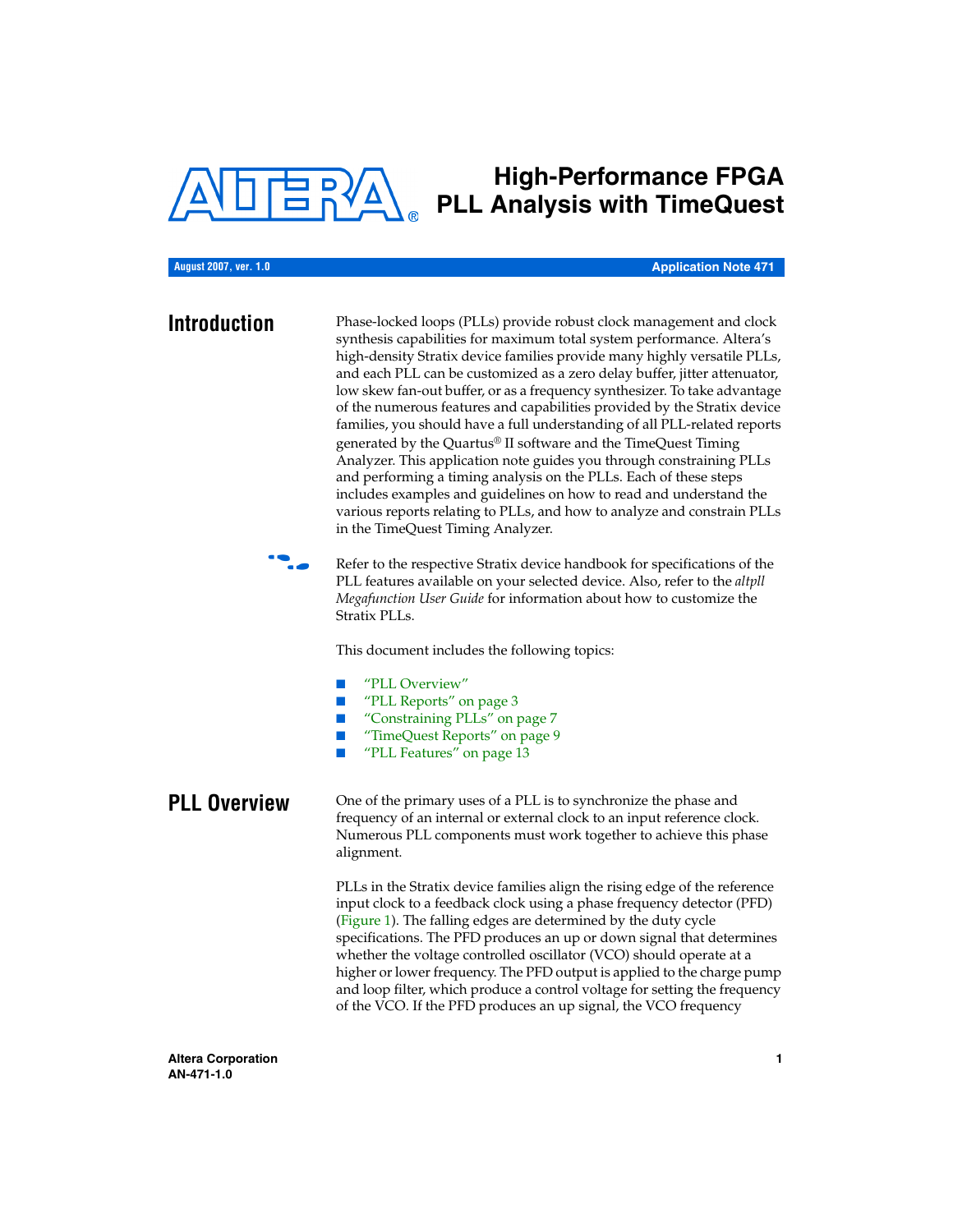# High-Performance FPGA PLL Analysis with TimeQuest

August 2007, ver. 1.0 | Application Note 471

## Introduction

Phase-locked loops (PLLs) provide robust clock management and clock synthesis capabilities for maximum total system performance. Altera's high-density Stratix device families provide many highly versatile PLLs, and each PLL can be customized as a zero delay buffer, jitter attenuator, low skew fan-out buffer, or as a frequency synthesizer. To take advantage of the numerous features and capabilities provided by the Stratix device families, you should have a full understanding of all PLL-related reports generated by the Quartus® II software and the TimeQuest Timing Analyzer. This application note guides you through constraining PLLs and performing a timing analysis on the PLLs. Each of these steps includes examples and guidelines on how to read and understand the various reports relating to PLLs, and how to analyze and constrain PLLs in the TimeQuest Timing Analyzer.

Refer to the respective Stratix device handbook for specifications of the PLL features available on your selected device. Also, refer to the *altpll Megafunction User Guide* for information about how to customize the Stratix PLLs.

This document includes the following topics:

- "PLL Overview"
- "PLL Reports" on page 3
- "Constraining PLLs" on page 7
- "TimeQuest Reports" on page 9
- "PLL Features" on page 13

## PLL Overview

One of the primary uses of a PLL is to synchronize the phase and frequency of an internal or external clock to an input reference clock. Numerous PLL components must work together to achieve this phase alignment.

PLLs in the Stratix device families align the rising edge of the reference input clock to a feedback clock using a phase frequency detector (PFD) (Figure 1). The falling edges are determined by the duty cycle specifications. The PFD produces an up or down signal that determines whether the voltage controlled oscillator (VCO) should operate at a higher or lower frequency. The PFD output is applied to the charge pump and loop filter, which produce a control voltage for setting the frequency of the VCO. If the PFD produces an up signal, the VCO frequency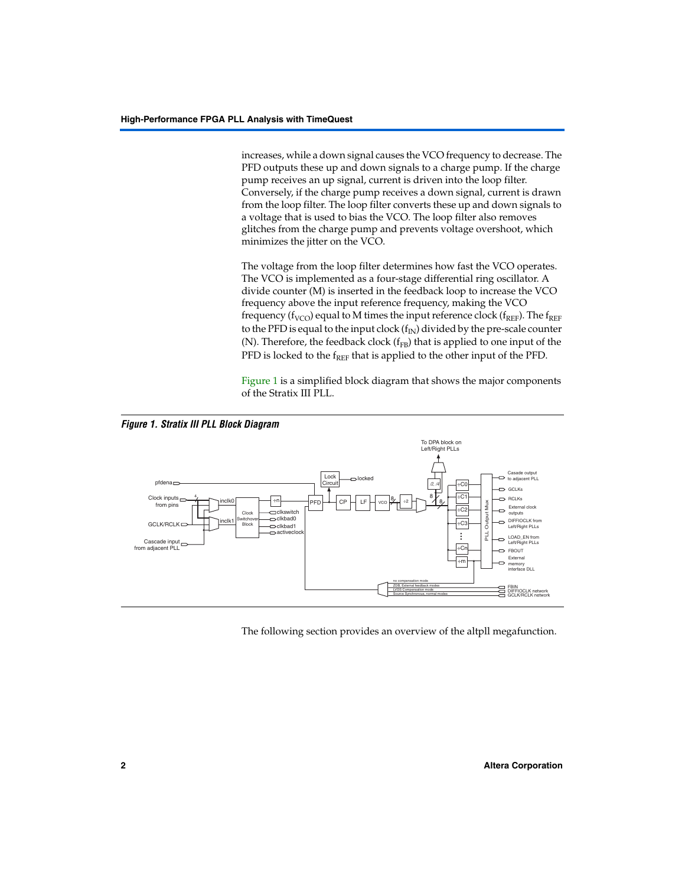increases, while a down signal causes the VCO frequency to decrease. The PFD outputs these up and down signals to a charge pump. If the charge pump receives an up signal, current is driven into the loop filter. Conversely, if the charge pump receives a down signal, current is drawn from the loop filter. The loop filter converts these up and down signals to a voltage that is used to bias the VCO. The loop filter also removes glitches from the charge pump and prevents voltage overshoot, which minimizes the jitter on the VCO.

The voltage from the loop filter determines how fast the VCO operates. The VCO is implemented as a four-stage differential ring oscillator. A divide counter (M) is inserted in the feedback loop to increase the VCO frequency above the input reference frequency, making the VCO frequency ($f_{VCO}$) equal to M times the input reference clock ($f_{REF}$). The $f_{REF}$ to the PFD is equal to the input clock ($f_{IN}$) divided by the pre-scale counter (N). Therefore, the feedback clock ($f_{FB}$) that is applied to one input of the PFD is locked to the $f_{REF}$ that is applied to the other input of the PFD.

Figure 1 is a simplified block diagram that shows the major components of the Stratix III PLL.

*Figure 1. Stratix III PLL Block Diagram*

The following section provides an overview of the altpll megafunction.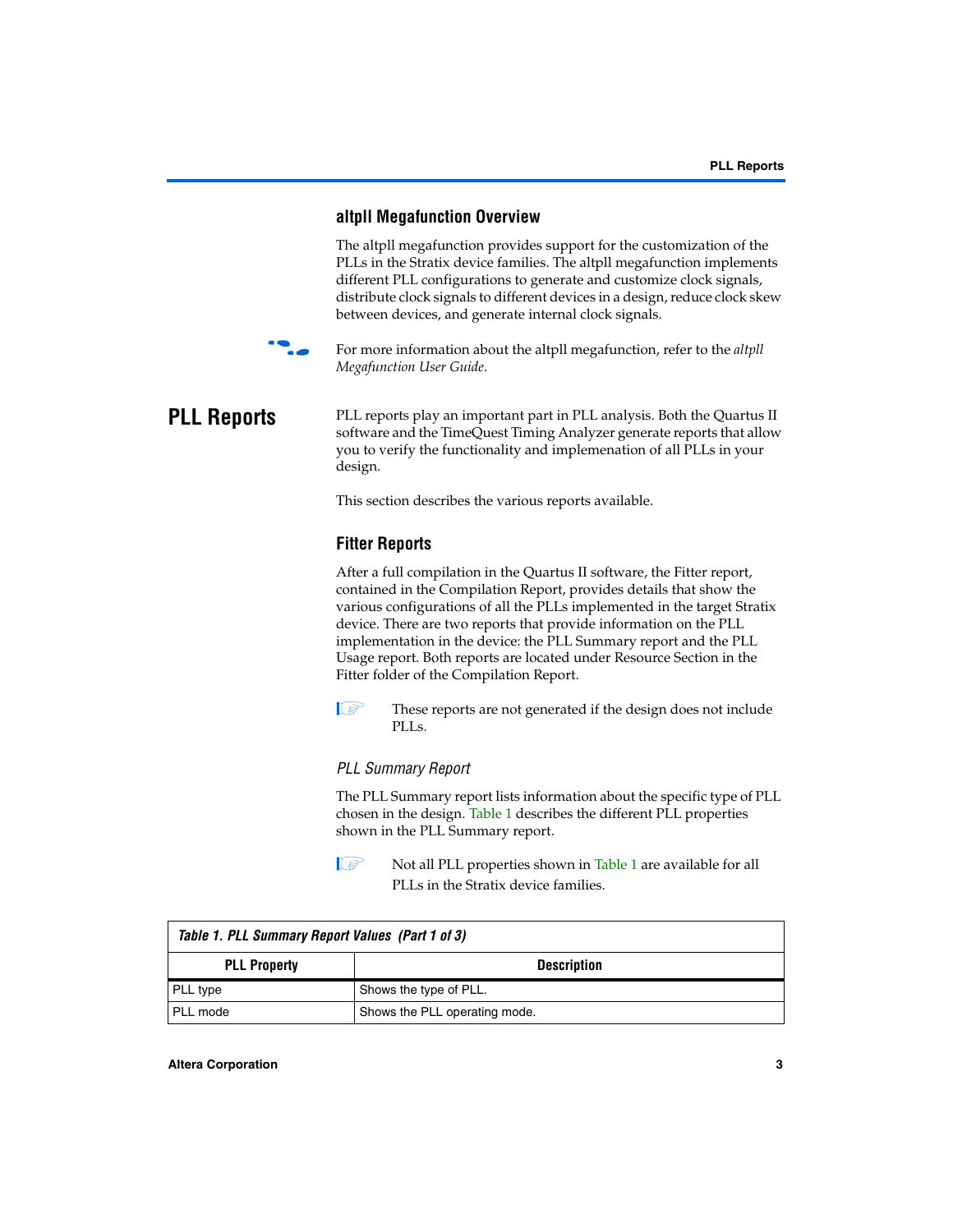### altpll Megafunction Overview

The altpll megafunction provides support for the customization of the PLLs in the Stratix device families. The altpll megafunction implements different PLL configurations to generate and customize clock signals, distribute clock signals to different devices in a design, reduce clock skew between devices, and generate internal clock signals.

For more information about the altpll megafunction, refer to the *altpll Megafunction User Guide*.

## PLL Reports

PLL reports play an important part in PLL analysis. Both the Quartus II software and the TimeQuest Timing Analyzer generate reports that allow you to verify the functionality and implemenation of all PLLs in your design.

This section describes the various reports available.

### Fitter Reports

After a full compilation in the Quartus II software, the Fitter report, contained in the Compilation Report, provides details that show the various configurations of all the PLLs implemented in the target Stratix device. There are two reports that provide information on the PLL implementation in the device: the PLL Summary report and the PLL Usage report. Both reports are located under Resource Section in the Fitter folder of the Compilation Report.

These reports are not generated if the design does not include PLLs.

#### *PLL Summary Report*

The PLL Summary report lists information about the specific type of PLL chosen in the design. Table 1 describes the different PLL properties shown in the PLL Summary report.

Not all PLL properties shown in Table 1 are available for all PLLs in the Stratix device families.

*Table 1. PLL Summary Report Values (Part 1 of 3)*

| PLL Property | Description |
|---|---|
| PLL type | Shows the type of PLL. |
| PLL mode | Shows the PLL operating mode. |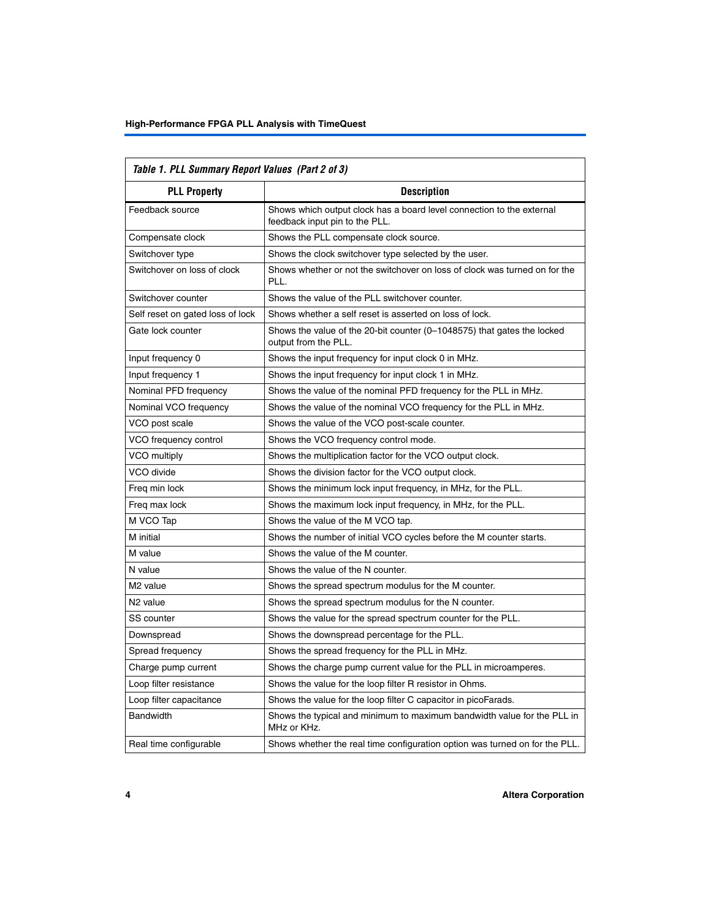**Table 1. PLL Summary Report Values (Part 2 of 3)**

| PLL Property | Description |
|---|---|
| Feedback source | Shows which output clock has a board level connection to the external feedback input pin to the PLL. |
| Compensate clock | Shows the PLL compensate clock source. |
| Switchover type | Shows the clock switchover type selected by the user. |
| Switchover on loss of clock | Shows whether or not the switchover on loss of clock was turned on for the PLL. |
| Switchover counter | Shows the value of the PLL switchover counter. |
| Self reset on gated loss of lock | Shows whether a self reset is asserted on loss of lock. |
| Gate lock counter | Shows the value of the 20-bit counter (0–1048575) that gates the locked output from the PLL. |
| Input frequency 0 | Shows the input frequency for input clock 0 in MHz. |
| Input frequency 1 | Shows the input frequency for input clock 1 in MHz. |
| Nominal PFD frequency | Shows the value of the nominal PFD frequency for the PLL in MHz. |
| Nominal VCO frequency | Shows the value of the nominal VCO frequency for the PLL in MHz. |
| VCO post scale | Shows the value of the VCO post-scale counter. |
| VCO frequency control | Shows the VCO frequency control mode. |
| VCO multiply | Shows the multiplication factor for the VCO output clock. |
| VCO divide | Shows the division factor for the VCO output clock. |
| Freq min lock | Shows the minimum lock input frequency, in MHz, for the PLL. |
| Freq max lock | Shows the maximum lock input frequency, in MHz, for the PLL. |
| M VCO Tap | Shows the value of the M VCO tap. |
| M initial | Shows the number of initial VCO cycles before the M counter starts. |
| M value | Shows the value of the M counter. |
| N value | Shows the value of the N counter. |
| M2 value | Shows the spread spectrum modulus for the M counter. |
| N2 value | Shows the spread spectrum modulus for the N counter. |
| SS counter | Shows the value for the spread spectrum counter for the PLL. |
| Downspread | Shows the downspread percentage for the PLL. |
| Spread frequency | Shows the spread frequency for the PLL in MHz. |
| Charge pump current | Shows the charge pump current value for the PLL in microamperes. |
| Loop filter resistance | Shows the value for the loop filter R resistor in Ohms. |
| Loop filter capacitance | Shows the value for the loop filter C capacitor in picoFarads. |
| Bandwidth | Shows the typical and minimum to maximum bandwidth value for the PLL in MHz or KHz. |
| Real time configurable | Shows whether the real time configuration option was turned on for the PLL. |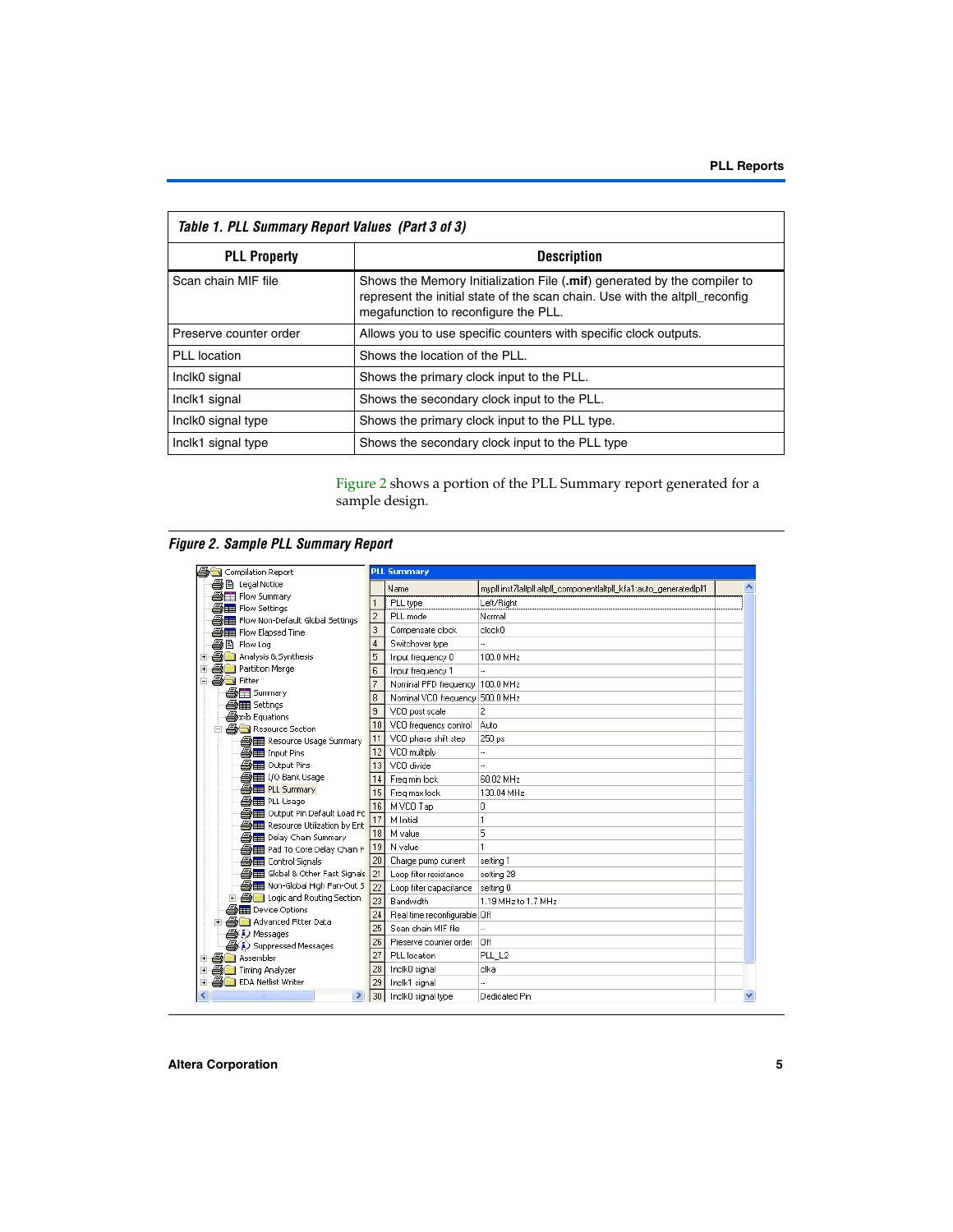| Table 1. PLL Summary Report Values (Part 3 of 3) | |
|---|---|
| **PLL Property** | **Description** |
| Scan chain MIF file | Shows the Memory Initialization File (**.mif**) generated by the compiler to represent the initial state of the scan chain. Use with the altpll_reconfig megafunction to reconfigure the PLL. |
| Preserve counter order | Allows you to use specific counters with specific clock outputs. |
| PLL location | Shows the location of the PLL. |
| Inclk0 signal | Shows the primary clock input to the PLL. |
| Inclk1 signal | Shows the secondary clock input to the PLL. |
| Inclk0 signal type | Shows the primary clock input to the PLL type. |
| Inclk1 signal type | Shows the secondary clock input to the PLL type |

Figure 2 shows a portion of the PLL Summary report generated for a sample design.

*Figure 2. Sample PLL Summary Report*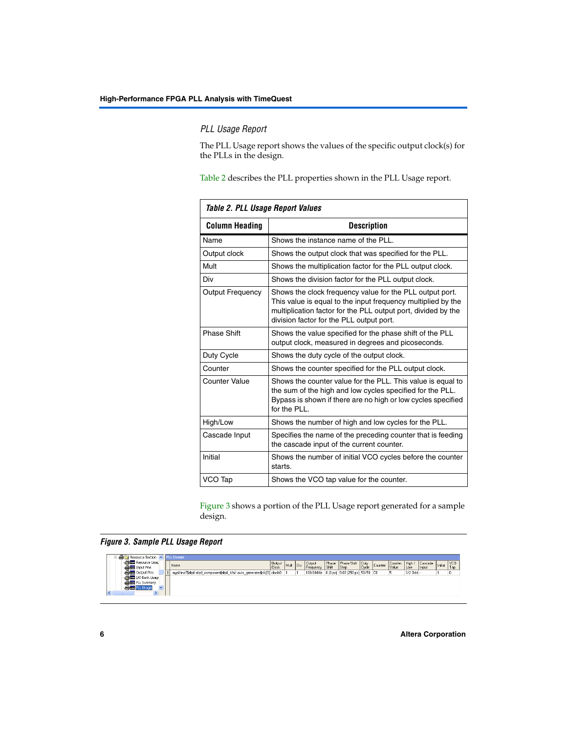### PLL Usage Report

The PLL Usage report shows the values of the specific output clock(s) for the PLLs in the design.

Table 2 describes the PLL properties shown in the PLL Usage report.

**Table 2. PLL Usage Report Values**

| Column Heading | Description |
|---|---|
| Name | Shows the instance name of the PLL. |
| Output clock | Shows the output clock that was specified for the PLL. |
| Mult | Shows the multiplication factor for the PLL output clock. |
| Div | Shows the division factor for the PLL output clock. |
| Output Frequency | Shows the clock frequency value for the PLL output port. This value is equal to the input frequency multiplied by the multiplication factor for the PLL output port, divided by the division factor for the PLL output port. |
| Phase Shift | Shows the value specified for the phase shift of the PLL output clock, measured in degrees and picoseconds. |
| Duty Cycle | Shows the duty cycle of the output clock. |
| Counter | Shows the counter specified for the PLL output clock. |
| Counter Value | Shows the counter value for the PLL. This value is equal to the sum of the high and low cycles specified for the PLL. Bypass is shown if there are no high or low cycles specified for the PLL. |
| High/Low | Shows the number of high and low cycles for the PLL. |
| Cascade Input | Specifies the name of the preceding counter that is feeding the cascade input of the current counter. |
| Initial | Shows the number of initial VCO cycles before the counter starts. |
| VCO Tap | Shows the VCO tap value for the counter. |

Figure 3 shows a portion of the PLL Usage report generated for a sample design.

**Figure 3. Sample PLL Usage Report**

| | Name | Output Clock | Mult | Div | Output Frequency | Phase Shift | Phase Shift Step | Duty Cycle | Counter | Counter Value | High / Low | Cascade Input | Initial | VCO Tap |
|---|---|---|---|---|---|---|---|---|---|---|---|---|---|---|
| 1 | mypllinst\|altpll:altpll_component\|altpll_lkfa:auto_generated\|clk[0] | clock0 | 1 | 1 | 100.0 MHz | 0 (0 ps) | 9.00 (250 ps) | 50/50 | C0 | 5 | 3/2 Odd | -- | 1 | 0 |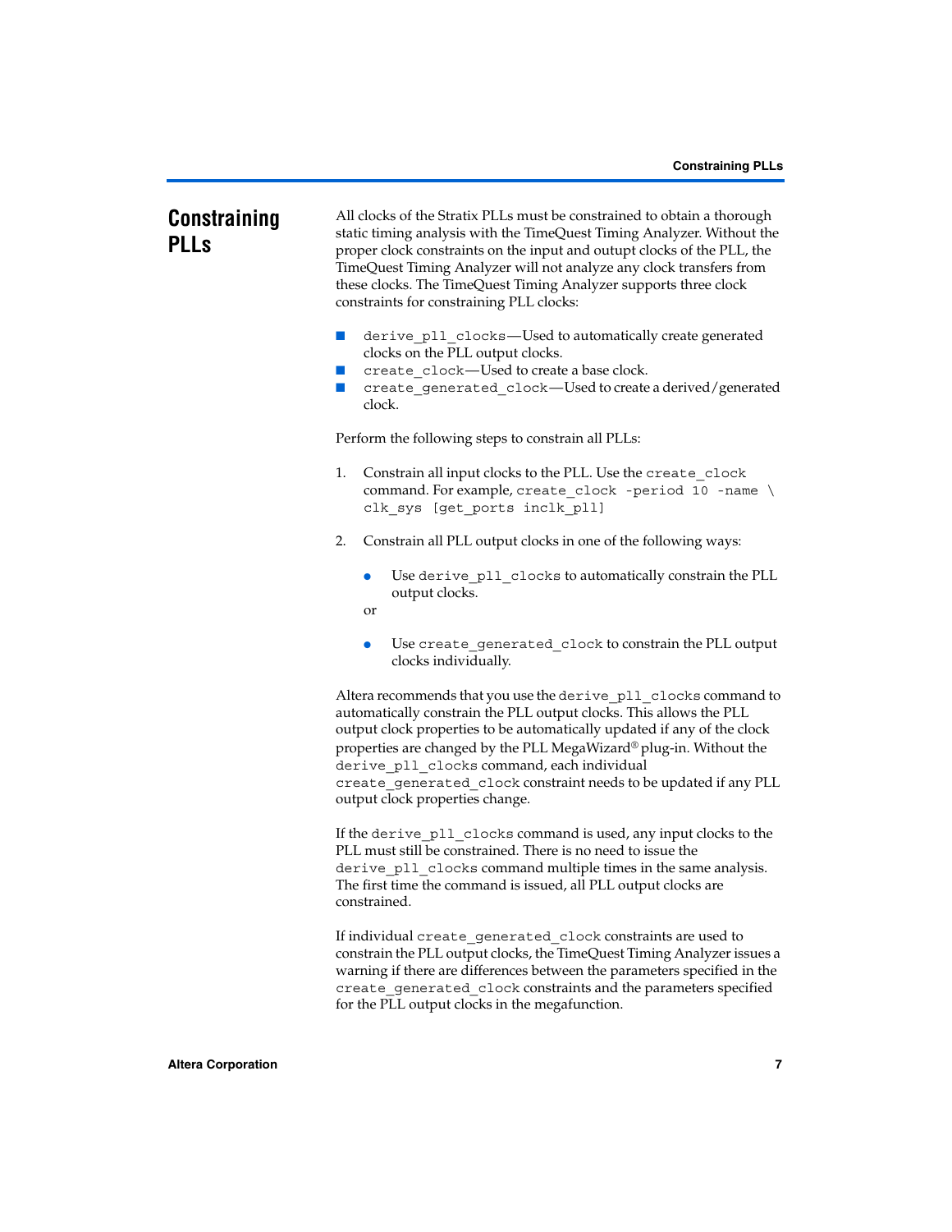## Constraining PLLs

All clocks of the Stratix PLLs must be constrained to obtain a thorough static timing analysis with the TimeQuest Timing Analyzer. Without the proper clock constraints on the input and output clocks of the PLL, the TimeQuest Timing Analyzer will not analyze any clock transfers from these clocks. The TimeQuest Timing Analyzer supports three clock constraints for constraining PLL clocks:

- `derive_pll_clocks`—Used to automatically create generated clocks on the PLL output clocks.
- `create_clock`—Used to create a base clock.
- `create_generated_clock`—Used to create a derived/generated clock.

Perform the following steps to constrain all PLLs:

1. Constrain all input clocks to the PLL. Use the `create_clock` command. For example, `create_clock -period 10 -name \ clk_sys [get_ports inclk_pll]`

2. Constrain all PLL output clocks in one of the following ways:

   - Use `derive_pll_clocks` to automatically constrain the PLL output clocks.

   or

   - Use `create_generated_clock` to constrain the PLL output clocks individually.

Altera recommends that you use the `derive_pll_clocks` command to automatically constrain the PLL output clocks. This allows the PLL output clock properties to be automatically updated if any of the clock properties are changed by the PLL MegaWizard® plug-in. Without the `derive_pll_clocks` command, each individual `create_generated_clock` constraint needs to be updated if any PLL output clock properties change.

If the `derive_pll_clocks` command is used, any input clocks to the PLL must still be constrained. There is no need to issue the `derive_pll_clocks` command multiple times in the same analysis. The first time the command is issued, all PLL output clocks are constrained.

If individual `create_generated_clock` constraints are used to constrain the PLL output clocks, the TimeQuest Timing Analyzer issues a warning if there are differences between the parameters specified in the `create_generated_clock` constraints and the parameters specified for the PLL output clocks in the megafunction.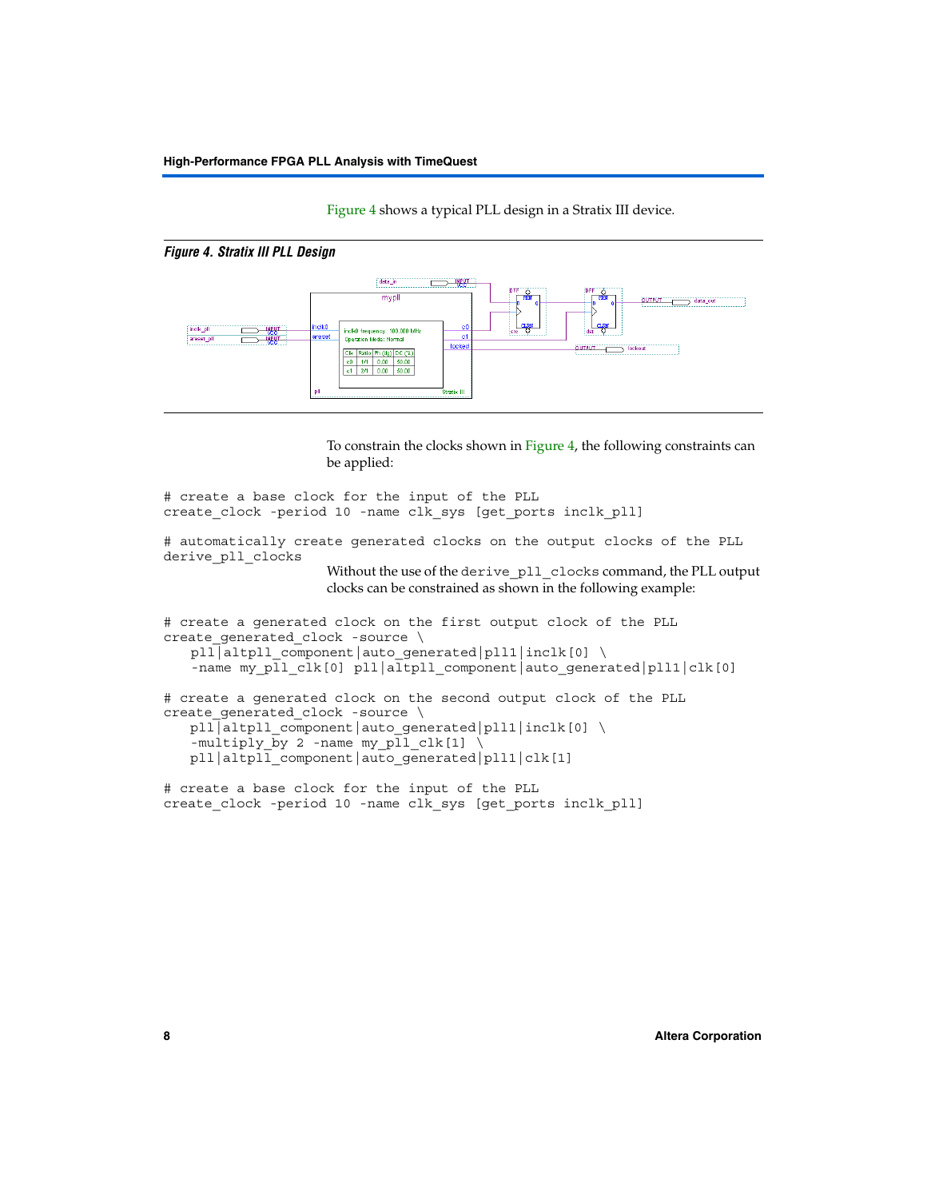Figure 4 shows a typical PLL design in a Stratix III device.

*Figure 4. Stratix III PLL Design*

To constrain the clocks shown in Figure 4, the following constraints can be applied:

```
# create a base clock for the input of the PLL
create_clock -period 10 -name clk_sys [get_ports inclk_pll]

# automatically create generated clocks on the output clocks of the PLL
derive_pll_clocks
```

Without the use of the `derive_pll_clocks` command, the PLL output clocks can be constrained as shown in the following example:

```
# create a generated clock on the first output clock of the PLL
create_generated_clock -source \
   pll|altpll_component|auto_generated|pll1|inclk[0] \
   -name my_pll_clk[0] pll|altpll_component|auto_generated|pll1|clk[0]

# create a generated clock on the second output clock of the PLL
create_generated_clock -source \
   pll|altpll_component|auto_generated|pll1|inclk[0] \
   -multiply_by 2 -name my_pll_clk[1] \
   pll|altpll_component|auto_generated|pll1|clk[1]

# create a base clock for the input of the PLL
create_clock -period 10 -name clk_sys [get_ports inclk_pll]
```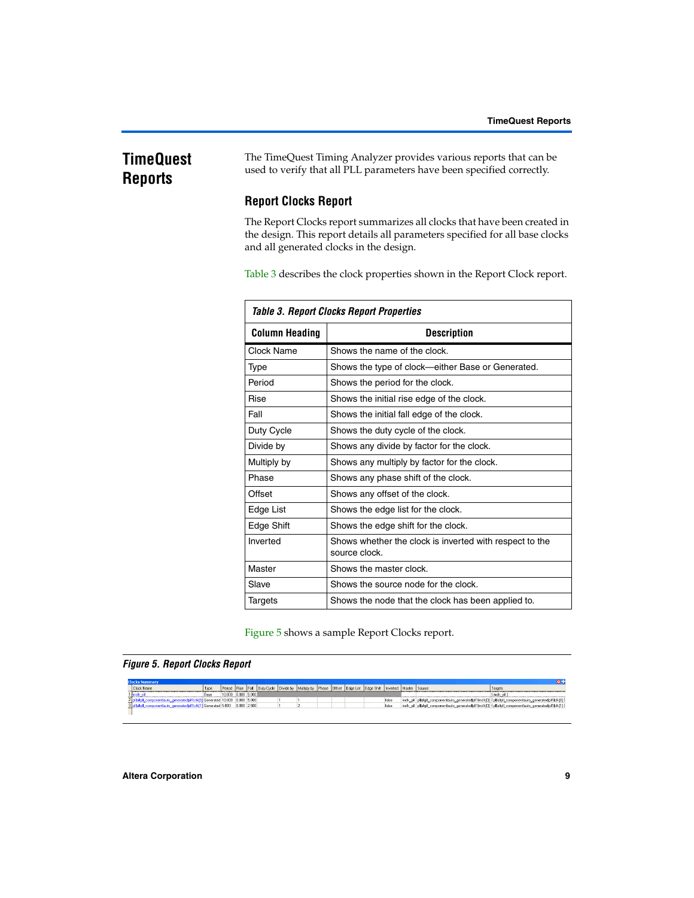# TimeQuest Reports

The TimeQuest Timing Analyzer provides various reports that can be used to verify that all PLL parameters have been specified correctly.

## Report Clocks Report

The Report Clocks report summarizes all clocks that have been created in the design. This report details all parameters specified for all base clocks and all generated clocks in the design.

Table 3 describes the clock properties shown in the Report Clock report.

*Table 3. Report Clocks Report Properties*

| Column Heading | Description |
|---|---|
| Clock Name | Shows the name of the clock. |
| Type | Shows the type of clock—either Base or Generated. |
| Period | Shows the period for the clock. |
| Rise | Shows the initial rise edge of the clock. |
| Fall | Shows the initial fall edge of the clock. |
| Duty Cycle | Shows the duty cycle of the clock. |
| Divide by | Shows any divide by factor for the clock. |
| Multiply by | Shows any multiply by factor for the clock. |
| Phase | Shows any phase shift of the clock. |
| Offset | Shows any offset of the clock. |
| Edge List | Shows the edge list for the clock. |
| Edge Shift | Shows the edge shift for the clock. |
| Inverted | Shows whether the clock is inverted with respect to the source clock. |
| Master | Shows the master clock. |
| Slave | Shows the source node for the clock. |
| Targets | Shows the node that the clock has been applied to. |

Figure 5 shows a sample Report Clocks report.

*Figure 5. Report Clocks Report*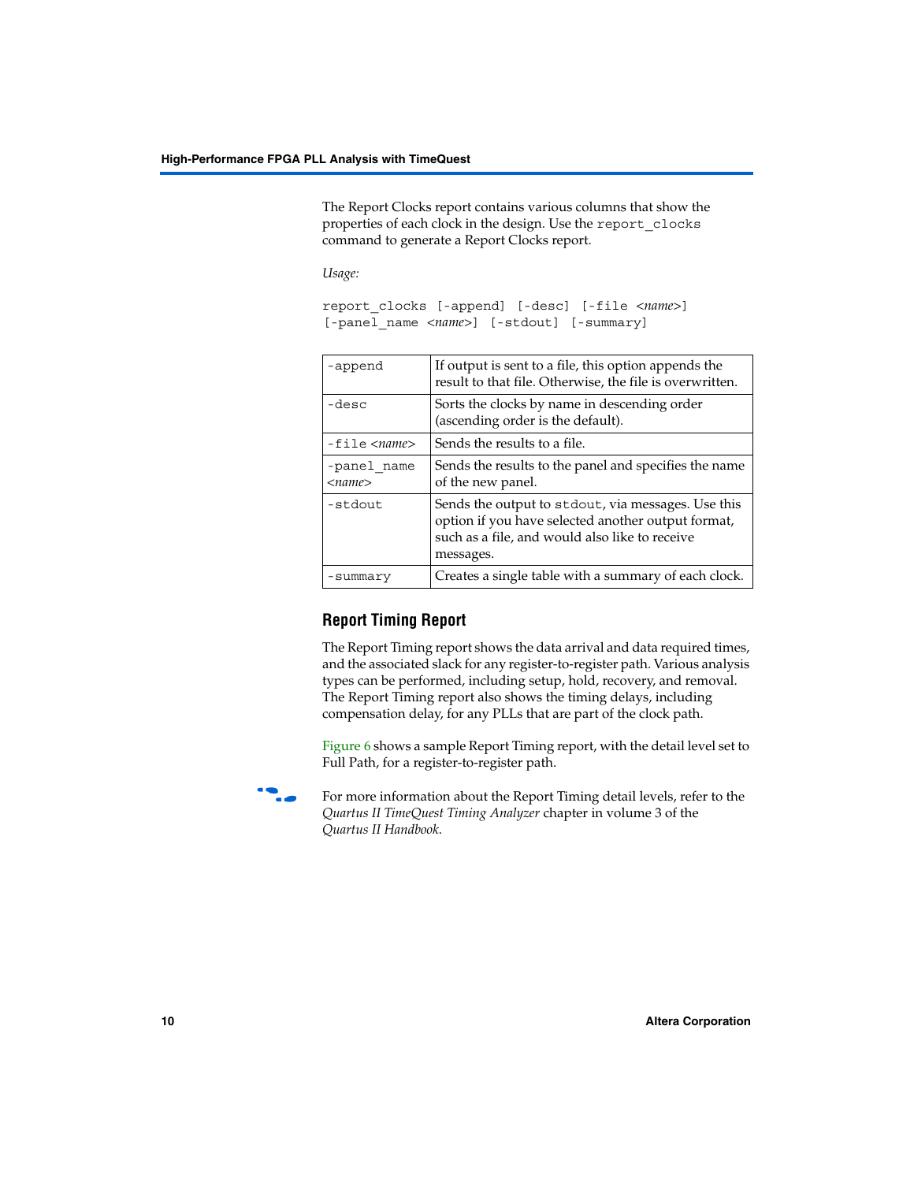The Report Clocks report contains various columns that show the properties of each clock in the design. Use the `report_clocks` command to generate a Report Clocks report.

*Usage:*

```
report_clocks [-append] [-desc] [-file <name>]
[-panel_name <name>] [-stdout] [-summary]
```

| | |
|---|---|
| `-append` | If output is sent to a file, this option appends the result to that file. Otherwise, the file is overwritten. |
| `-desc` | Sorts the clocks by name in descending order (ascending order is the default). |
| `-file <name>` | Sends the results to a file. |
| `-panel_name <name>` | Sends the results to the panel and specifies the name of the new panel. |
| `-stdout` | Sends the output to `stdout`, via messages. Use this option if you have selected another output format, such as a file, and would also like to receive messages. |
| `-summary` | Creates a single table with a summary of each clock. |

## Report Timing Report

The Report Timing report shows the data arrival and data required times, and the associated slack for any register-to-register path. Various analysis types can be performed, including setup, hold, recovery, and removal. The Report Timing report also shows the timing delays, including compensation delay, for any PLLs that are part of the clock path.

Figure 6 shows a sample Report Timing report, with the detail level set to Full Path, for a register-to-register path.

For more information about the Report Timing detail levels, refer to the *Quartus II TimeQuest Timing Analyzer* chapter in volume 3 of the *Quartus II Handbook*.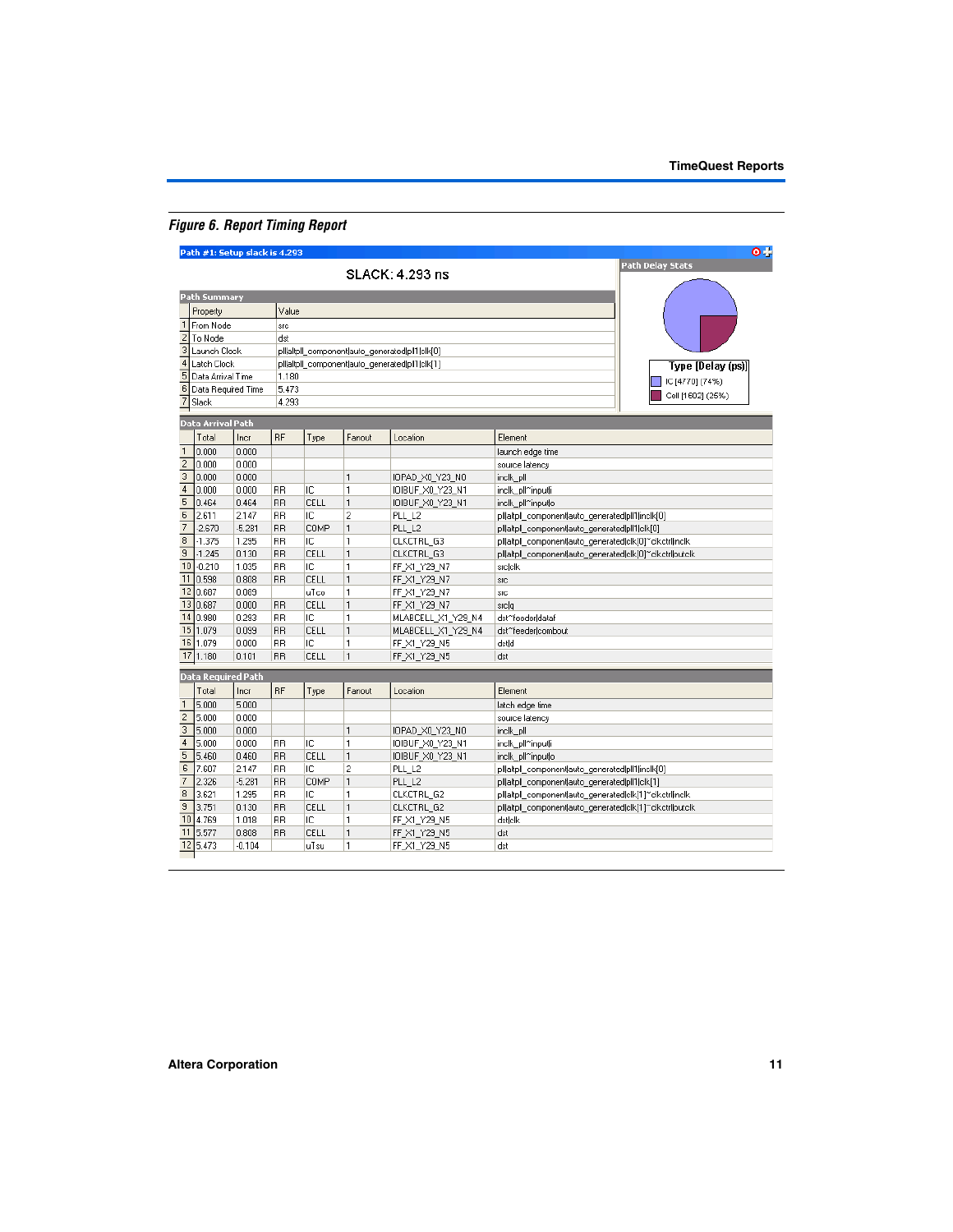*Figure 6. Report Timing Report*

**Path #1: Setup slack is 4.293**

SLACK: 4.293 ns

**Path Summary**

| | Property | Value |
|---|---|---|
| 1 | From Node | src |
| 2 | To Node | dst |
| 3 | Launch Clock | pll\|altpll_component\|auto_generated\|pll1\|clk[0] |
| 4 | Latch Clock | pll\|altpll_component\|auto_generated\|pll1\|clk[1] |
| 5 | Data Arrival Time | 1.180 |
| 6 | Data Required Time | 5.473 |
| 7 | Slack | 4.293 |

**Path Delay Stats**

| Type [Delay (ps)] |
|---|
| IC [4770] (74%) |
| Cell [1602] (25%) |

**Data Arrival Path**

| | Total | Incr | RF | Type | Fanout | Location | Element |
|---|---|---|---|---|---|---|---|
| 1 | 0.000 | 0.000 | | | | | launch edge time |
| 2 | 0.000 | 0.000 | | | | | source latency |
| 3 | 0.000 | 0.000 | | | 1 | IOPAD_X0_Y23_N0 | inclk_pll |
| 4 | 0.000 | 0.000 | RR | IC | 1 | IOIBUF_X0_Y23_N1 | inclk_pll~input\|i |
| 5 | 0.464 | 0.464 | RR | CELL | 1 | IOIBUF_X0_Y23_N1 | inclk_pll~input\|o |
| 6 | 2.611 | 2.147 | RR | IC | 2 | PLL_L2 | pll\|altpll_component\|auto_generated\|pll1\|inclk[0] |
| 7 | -2.670 | -5.281 | RR | COMP | 1 | PLL_L2 | pll\|altpll_component\|auto_generated\|pll1\|clk[0] |
| 8 | -1.375 | 1.295 | RR | IC | 1 | CLKCTRL_G3 | pll\|altpll_component\|auto_generated\|clk[0]~clkctrl\|inclk |
| 9 | -1.245 | 0.130 | RR | CELL | 1 | CLKCTRL_G3 | pll\|altpll_component\|auto_generated\|clk[0]~clkctrl\|outclk |
| 10 | -0.210 | 1.035 | RR | IC | 1 | FF_X1_Y29_N7 | src\|clk |
| 11 | 0.598 | 0.808 | RR | CELL | 1 | FF_X1_Y29_N7 | src |
| 12 | 0.687 | 0.089 | | uTco | 1 | FF_X1_Y29_N7 | src |
| 13 | 0.687 | 0.000 | RR | CELL | 1 | FF_X1_Y29_N7 | src\|q |
| 14 | 0.980 | 0.293 | RR | IC | 1 | MLABCELL_X1_Y29_N4 | dst~feeder\|dataf |
| 15 | 1.079 | 0.099 | RR | CELL | 1 | MLABCELL_X1_Y29_N4 | dst~feeder\|combout |
| 16 | 1.079 | 0.000 | RR | IC | 1 | FF_X1_Y29_N5 | dst\|d |
| 17 | 1.180 | 0.101 | RR | CELL | 1 | FF_X1_Y29_N5 | dst |

**Data Required Path**

| | Total | Incr | RF | Type | Fanout | Location | Element |
|---|---|---|---|---|---|---|---|
| 1 | 5.000 | 5.000 | | | | | latch edge time |
| 2 | 5.000 | 0.000 | | | | | source latency |
| 3 | 5.000 | 0.000 | | | 1 | IOPAD_X0_Y23_N0 | inclk_pll |
| 4 | 5.000 | 0.000 | RR | IC | 1 | IOIBUF_X0_Y23_N1 | inclk_pll~input\|i |
| 5 | 5.460 | 0.460 | RR | CELL | 1 | IOIBUF_X0_Y23_N1 | inclk_pll~input\|o |
| 6 | 7.607 | 2.147 | RR | IC | 2 | PLL_L2 | pll\|altpll_component\|auto_generated\|pll1\|inclk[0] |
| 7 | 2.326 | -5.281 | RR | COMP | 1 | PLL_L2 | pll\|altpll_component\|auto_generated\|pll1\|clk[1] |
| 8 | 3.621 | 1.295 | RR | IC | 1 | CLKCTRL_G2 | pll\|altpll_component\|auto_generated\|clk[1]~clkctrl\|inclk |
| 9 | 3.751 | 0.130 | RR | CELL | 1 | CLKCTRL_G2 | pll\|altpll_component\|auto_generated\|clk[1]~clkctrl\|outclk |
| 10 | 4.769 | 1.018 | RR | IC | 1 | FF_X1_Y29_N5 | dst\|clk |
| 11 | 5.577 | 0.808 | RR | CELL | 1 | FF_X1_Y29_N5 | dst |
| 12 | 5.473 | -0.104 | | uTsu | 1 | FF_X1_Y29_N5 | dst |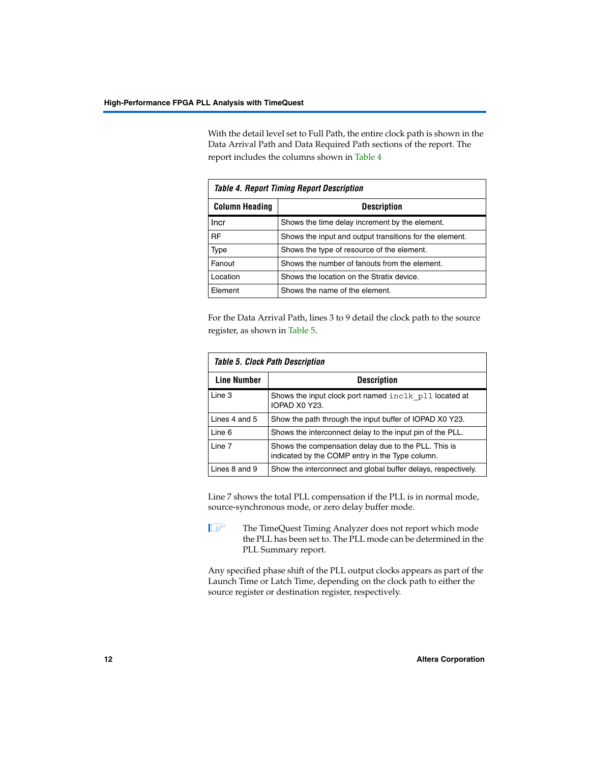With the detail level set to Full Path, the entire clock path is shown in the Data Arrival Path and Data Required Path sections of the report. The report includes the columns shown in Table 4

*Table 4. Report Timing Report Description*

| Column Heading | Description |
|---|---|
| Incr | Shows the time delay increment by the element. |
| RF | Shows the input and output transitions for the element. |
| Type | Shows the type of resource of the element. |
| Fanout | Shows the number of fanouts from the element. |
| Location | Shows the location on the Stratix device. |
| Element | Shows the name of the element. |

For the Data Arrival Path, lines 3 to 9 detail the clock path to the source register, as shown in Table 5.

*Table 5. Clock Path Description*

| Line Number | Description |
|---|---|
| Line 3 | Shows the input clock port named `inclk_pll` located at IOPAD X0 Y23. |
| Lines 4 and 5 | Show the path through the input buffer of IOPAD X0 Y23. |
| Line 6 | Shows the interconnect delay to the input pin of the PLL. |
| Line 7 | Shows the compensation delay due to the PLL. This is indicated by the COMP entry in the Type column. |
| Lines 8 and 9 | Show the interconnect and global buffer delays, respectively. |

Line 7 shows the total PLL compensation if the PLL is in normal mode, source-synchronous mode, or zero delay buffer mode.

> The TimeQuest Timing Analyzer does not report which mode the PLL has been set to. The PLL mode can be determined in the PLL Summary report.

Any specified phase shift of the PLL output clocks appears as part of the Launch Time or Latch Time, depending on the clock path to either the source register or destination register, respectively.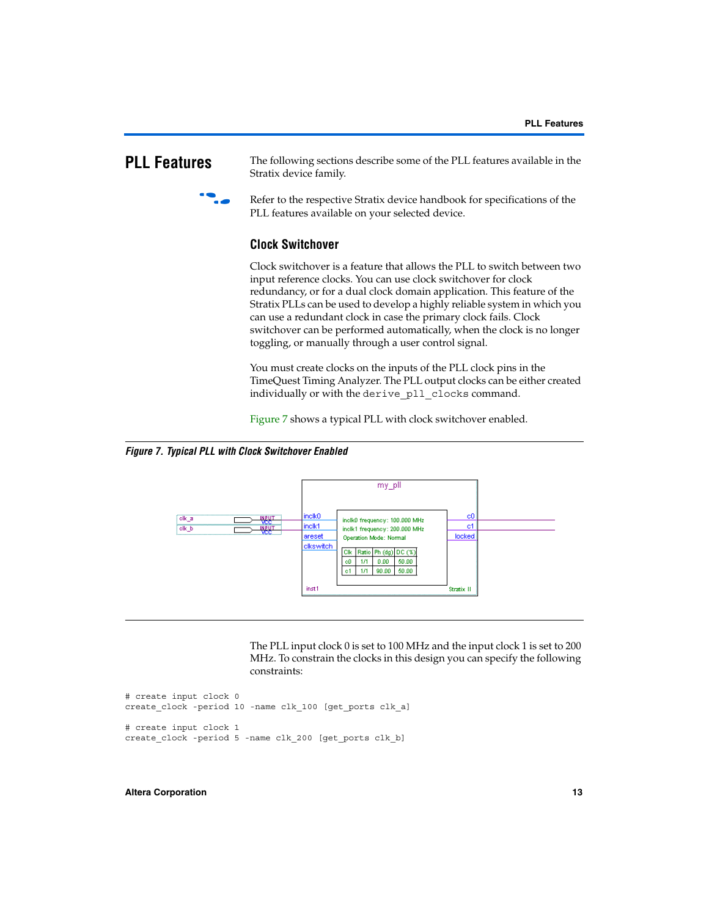# PLL Features

The following sections describe some of the PLL features available in the Stratix device family.

Refer to the respective Stratix device handbook for specifications of the PLL features available on your selected device.

## Clock Switchover

Clock switchover is a feature that allows the PLL to switch between two input reference clocks. You can use clock switchover for clock redundancy, or for a dual clock domain application. This feature of the Stratix PLLs can be used to develop a highly reliable system in which you can use a redundant clock in case the primary clock fails. Clock switchover can be performed automatically, when the clock is no longer toggling, or manually through a user control signal.

You must create clocks on the inputs of the PLL clock pins in the TimeQuest Timing Analyzer. The PLL output clocks can be either created individually or with the `derive_pll_clocks` command.

Figure 7 shows a typical PLL with clock switchover enabled.

***Figure 7. Typical PLL with Clock Switchover Enabled***

The PLL input clock 0 is set to 100 MHz and the input clock 1 is set to 200 MHz. To constrain the clocks in this design you can specify the following constraints:

```
# create input clock 0
create_clock -period 10 -name clk_100 [get_ports clk_a]

# create input clock 1
create_clock -period 5 -name clk_200 [get_ports clk_b]
```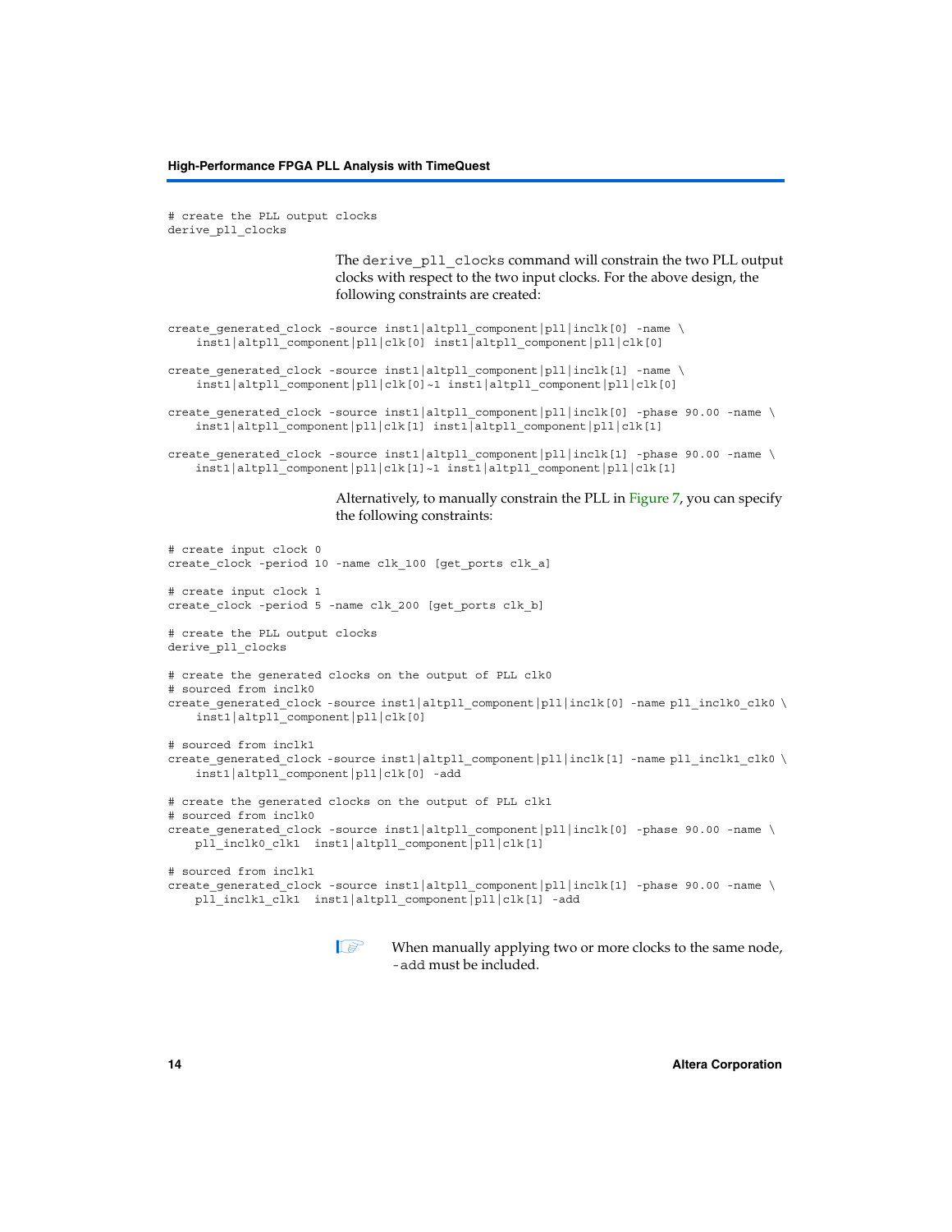```
# create the PLL output clocks
derive_pll_clocks
```

The `derive_pll_clocks` command will constrain the two PLL output clocks with respect to the two input clocks. For the above design, the following constraints are created:

```
create_generated_clock -source inst1|altpll_component|pll|inclk[0] -name \
    inst1|altpll_component|pll|clk[0] inst1|altpll_component|pll|clk[0]

create_generated_clock -source inst1|altpll_component|pll|inclk[1] -name \
    inst1|altpll_component|pll|clk[0]~1 inst1|altpll_component|pll|clk[0]

create_generated_clock -source inst1|altpll_component|pll|inclk[0] -phase 90.00 -name \
    inst1|altpll_component|pll|clk[1] inst1|altpll_component|pll|clk[1]

create_generated_clock -source inst1|altpll_component|pll|inclk[1] -phase 90.00 -name \
    inst1|altpll_component|pll|clk[1]~1 inst1|altpll_component|pll|clk[1]
```

Alternatively, to manually constrain the PLL in Figure 7, you can specify the following constraints:

```
# create input clock 0
create_clock -period 10 -name clk_100 [get_ports clk_a]

# create input clock 1
create_clock -period 5 -name clk_200 [get_ports clk_b]

# create the PLL output clocks
derive_pll_clocks

# create the generated clocks on the output of PLL clk0
# sourced from inclk0
create_generated_clock -source inst1|altpll_component|pll|inclk[0] -name pll_inclk0_clk0 \
    inst1|altpll_component|pll|clk[0]

# sourced from inclk1
create_generated_clock -source inst1|altpll_component|pll|inclk[1] -name pll_inclk1_clk0 \
    inst1|altpll_component|pll|clk[0] -add

# create the generated clocks on the output of PLL clk1
# sourced from inclk0
create_generated_clock -source inst1|altpll_component|pll|inclk[0] -phase 90.00 -name \
    pll_inclk0_clk1  inst1|altpll_component|pll|clk[1]

# sourced from inclk1
create_generated_clock -source inst1|altpll_component|pll|inclk[1] -phase 90.00 -name \
    pll_inclk1_clk1  inst1|altpll_component|pll|clk[1] -add
```

When manually applying two or more clocks to the same node, `-add` must be included.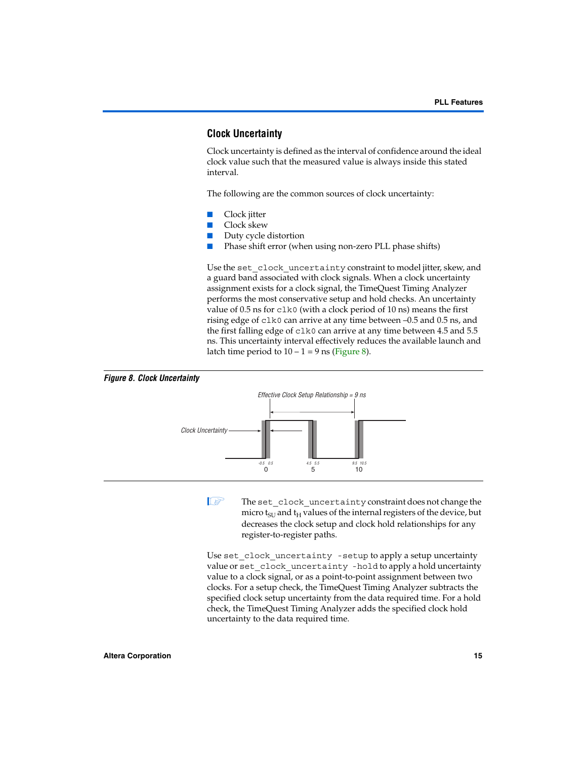## Clock Uncertainty

Clock uncertainty is defined as the interval of confidence around the ideal clock value such that the measured value is always inside this stated interval.

The following are the common sources of clock uncertainty:

- Clock jitter
- Clock skew
- Duty cycle distortion
- Phase shift error (when using non-zero PLL phase shifts)

Use the `set_clock_uncertainty` constraint to model jitter, skew, and a guard band associated with clock signals. When a clock uncertainty assignment exists for a clock signal, the TimeQuest Timing Analyzer performs the most conservative setup and hold checks. An uncertainty value of 0.5 ns for `clk0` (with a clock period of 10 ns) means the first rising edge of `clk0` can arrive at any time between –0.5 and 0.5 ns, and the first falling edge of `clk0` can arrive at any time between 4.5 and 5.5 ns. This uncertainty interval effectively reduces the available launch and latch time period to 10 – 1 = 9 ns (Figure 8).

***Figure 8. Clock Uncertainty***

*Effective Clock Setup Relationship = 9 ns*

*Clock Uncertainty*

–0.5 0.5 | 4.5 5.5 | 9.5 10.5
0 | 5 | 10

> The `set_clock_uncertainty` constraint does not change the micro $t_{SU}$ and $t_H$ values of the internal registers of the device, but decreases the clock setup and clock hold relationships for any register-to-register paths.

Use `set_clock_uncertainty -setup` to apply a setup uncertainty value or `set_clock_uncertainty -hold` to apply a hold uncertainty value to a clock signal, or as a point-to-point assignment between two clocks. For a setup check, the TimeQuest Timing Analyzer subtracts the specified clock setup uncertainty from the data required time. For a hold check, the TimeQuest Timing Analyzer adds the specified clock hold uncertainty to the data required time.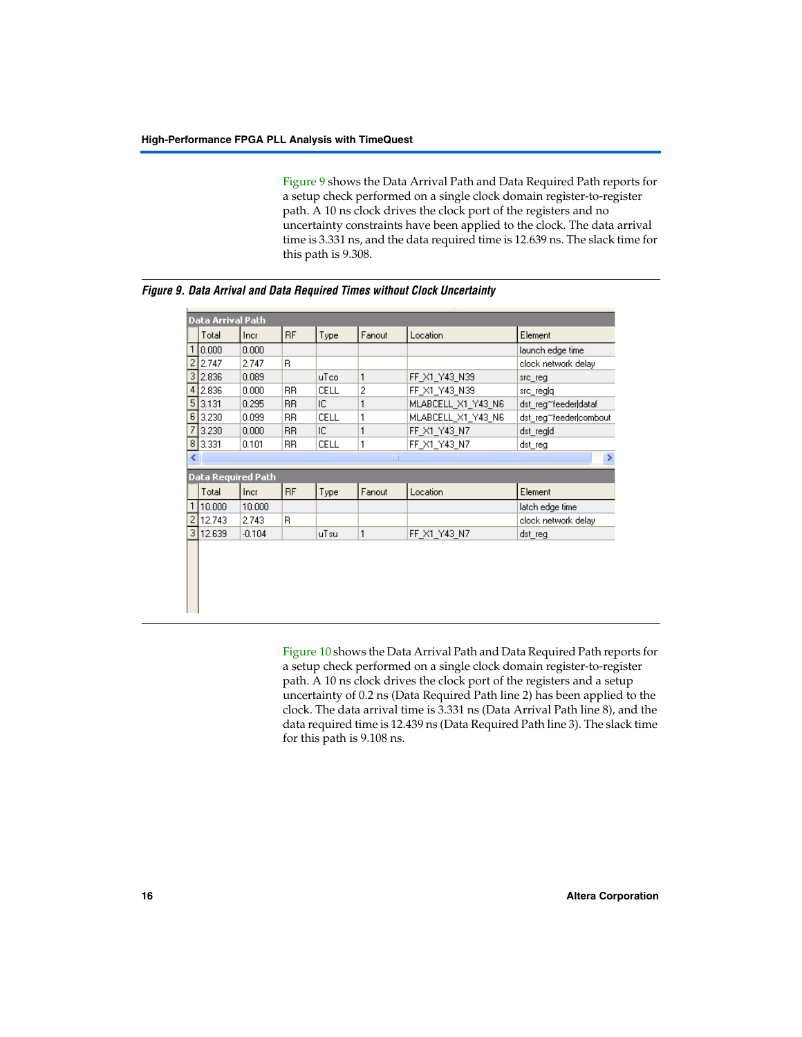Figure 9 shows the Data Arrival Path and Data Required Path reports for a setup check performed on a single clock domain register-to-register path. A 10 ns clock drives the clock port of the registers and no uncertainty constraints have been applied to the clock. The data arrival time is 3.331 ns, and the data required time is 12.639 ns. The slack time for this path is 9.308.

*Figure 9. Data Arrival and Data Required Times without Clock Uncertainty*

**Data Arrival Path**

| | Total | Incr | RF | Type | Fanout | Location | Element |
|---|---|---|---|---|---|---|---|
| 1 | 0.000 | 0.000 | | | | | launch edge time |
| 2 | 2.747 | 2.747 | R | | | | clock network delay |
| 3 | 2.836 | 0.089 | | uTco | 1 | FF_X1_Y43_N39 | src_reg |
| 4 | 2.836 | 0.000 | RR | CELL | 2 | FF_X1_Y43_N39 | src_reg\|q |
| 5 | 3.131 | 0.295 | RR | IC | 1 | MLABCELL_X1_Y43_N6 | dst_reg~feeder\|dataf |
| 6 | 3.230 | 0.099 | RR | CELL | 1 | MLABCELL_X1_Y43_N6 | dst_reg~feeder\|combout |
| 7 | 3.230 | 0.000 | RR | IC | 1 | FF_X1_Y43_N7 | dst_reg\|d |
| 8 | 3.331 | 0.101 | RR | CELL | 1 | FF_X1_Y43_N7 | dst_reg |

**Data Required Path**

| | Total | Incr | RF | Type | Fanout | Location | Element |
|---|---|---|---|---|---|---|---|
| 1 | 10.000 | 10.000 | | | | | latch edge time |
| 2 | 12.743 | 2.743 | R | | | | clock network delay |
| 3 | 12.639 | -0.104 | | uTsu | 1 | FF_X1_Y43_N7 | dst_reg |

Figure 10 shows the Data Arrival Path and Data Required Path reports for a setup check performed on a single clock domain register-to-register path. A 10 ns clock drives the clock port of the registers and a setup uncertainty of 0.2 ns (Data Required Path line 2) has been applied to the clock. The data arrival time is 3.331 ns (Data Arrival Path line 8), and the data required time is 12.439 ns (Data Required Path line 3). The slack time for this path is 9.108 ns.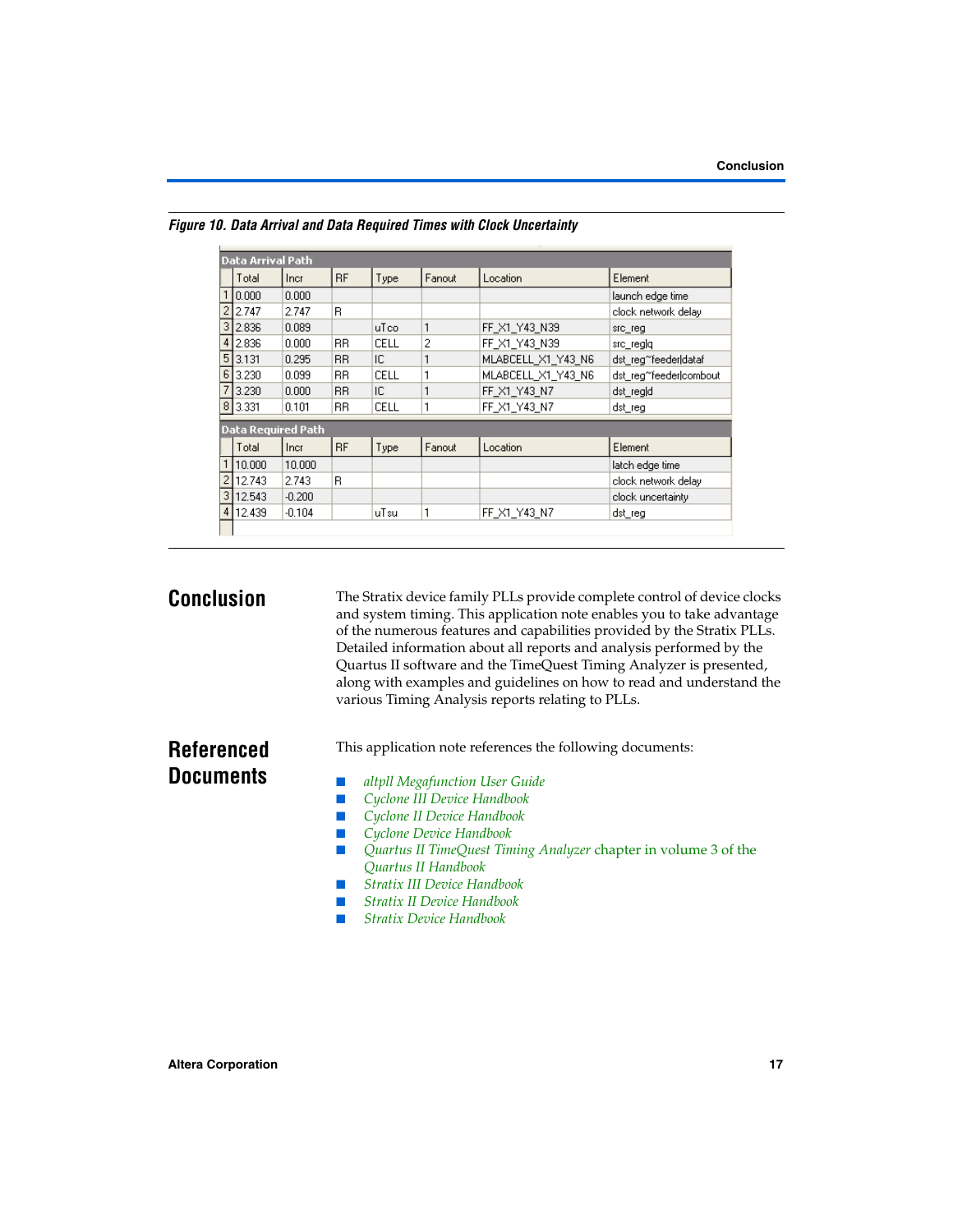*Figure 10. Data Arrival and Data Required Times with Clock Uncertainty*

**Data Arrival Path**

| | Total | Incr | RF | Type | Fanout | Location | Element |
|---|---|---|---|---|---|---|---|
| 1 | 0.000 | 0.000 | | | | | launch edge time |
| 2 | 2.747 | 2.747 | R | | | | clock network delay |
| 3 | 2.836 | 0.089 | | uTco | 1 | FF_X1_Y43_N39 | src_reg |
| 4 | 2.836 | 0.000 | RR | CELL | 2 | FF_X1_Y43_N39 | src_reg\|q |
| 5 | 3.131 | 0.295 | RR | IC | 1 | MLABCELL_X1_Y43_N6 | dst_reg~feeder\|dataf |
| 6 | 3.230 | 0.099 | RR | CELL | 1 | MLABCELL_X1_Y43_N6 | dst_reg~feeder\|combout |
| 7 | 3.230 | 0.000 | RR | IC | 1 | FF_X1_Y43_N7 | dst_reg\|d |
| 8 | 3.331 | 0.101 | RR | CELL | 1 | FF_X1_Y43_N7 | dst_reg |

**Data Required Path**

| | Total | Incr | RF | Type | Fanout | Location | Element |
|---|---|---|---|---|---|---|---|
| 1 | 10.000 | 10.000 | | | | | latch edge time |
| 2 | 12.743 | 2.743 | R | | | | clock network delay |
| 3 | 12.543 | -0.200 | | | | | clock uncertainty |
| 4 | 12.439 | -0.104 | | uTsu | 1 | FF_X1_Y43_N7 | dst_reg |

# Conclusion

The Stratix device family PLLs provide complete control of device clocks and system timing. This application note enables you to take advantage of the numerous features and capabilities provided by the Stratix PLLs. Detailed information about all reports and analysis performed by the Quartus II software and the TimeQuest Timing Analyzer is presented, along with examples and guidelines on how to read and understand the various Timing Analysis reports relating to PLLs.

# Referenced Documents

This application note references the following documents:

- *altpll Megafunction User Guide*
- *Cyclone III Device Handbook*
- *Cyclone II Device Handbook*
- *Cyclone Device Handbook*
- *Quartus II TimeQuest Timing Analyzer* chapter in volume 3 of the *Quartus II Handbook*
- *Stratix III Device Handbook*
- *Stratix II Device Handbook*
- *Stratix Device Handbook*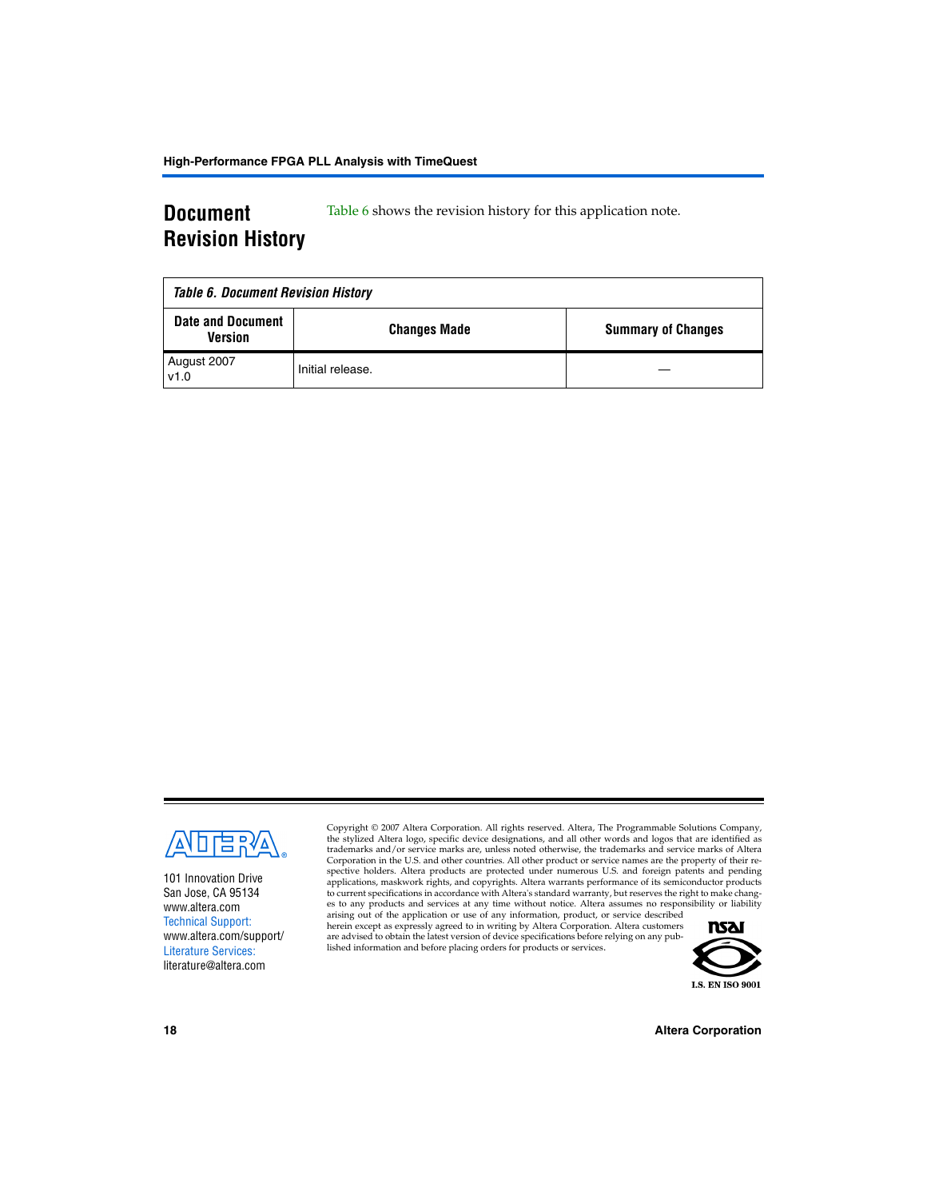## Document Revision History

Table 6 shows the revision history for this application note.

*Table 6. Document Revision History*

| Date and Document Version | Changes Made | Summary of Changes |
|---|---|---|
| August 2007 v1.0 | Initial release. | — |

101 Innovation Drive
San Jose, CA 95134
www.altera.com
Technical Support:
www.altera.com/support/
Literature Services:
literature@altera.com

Copyright © 2007 Altera Corporation. All rights reserved. Altera, The Programmable Solutions Company, the stylized Altera logo, specific device designations, and all other words and logos that are identified as trademarks and/or service marks are, unless noted otherwise, the trademarks and service marks of Altera Corporation in the U.S. and other countries. All other product or service names are the property of their respective holders. Altera products are protected under numerous U.S. and foreign patents and pending applications, maskwork rights, and copyrights. Altera warrants performance of its semiconductor products to current specifications in accordance with Altera's standard warranty, but reserves the right to make changes to any products and services at any time without notice. Altera assumes no responsibility or liability arising out of the application or use of any information, product, or service described herein except as expressly agreed to in writing by Altera Corporation. Altera customers are advised to obtain the latest version of device specifications before relying on any published information and before placing orders for products or services.

I.S. EN ISO 9001